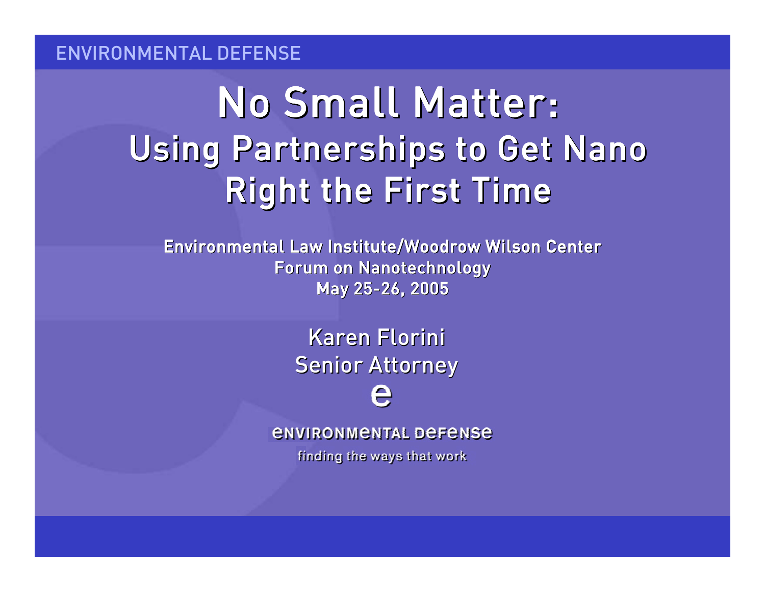ENVIRONMENTAL DEFENSE

# No Small Matter:
## Using Partnerships to Get Nano Right the First Time

**Environmental Law Institute/Woodrow Wilson Center**
**Forum on Nanotechnology**
**May 25-26, 2005**

Karen Florini
Senior Attorney

ENVIRONMENTAL DEFENSE

finding the ways that work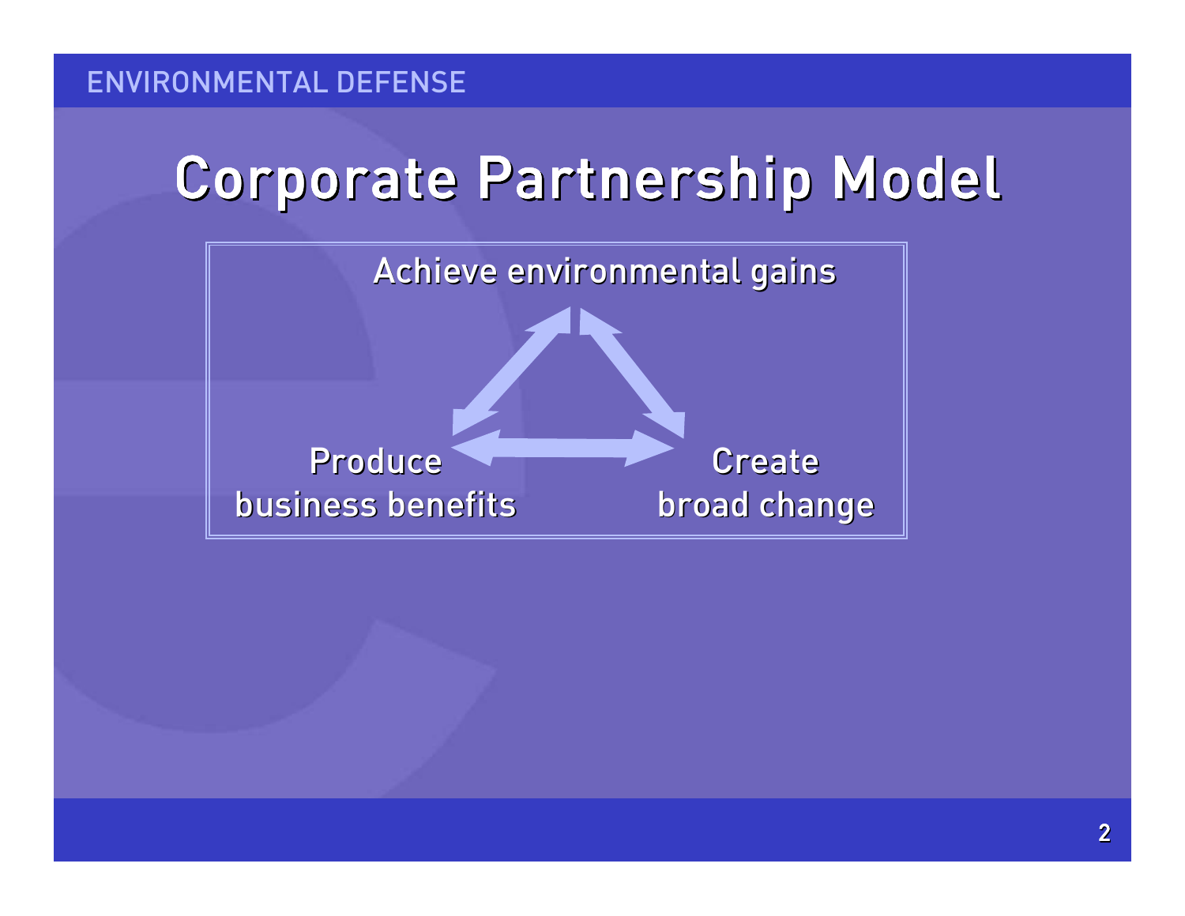# Corporate Partnership Model

Achieve environmental gains

Produce business benefits

Create broad change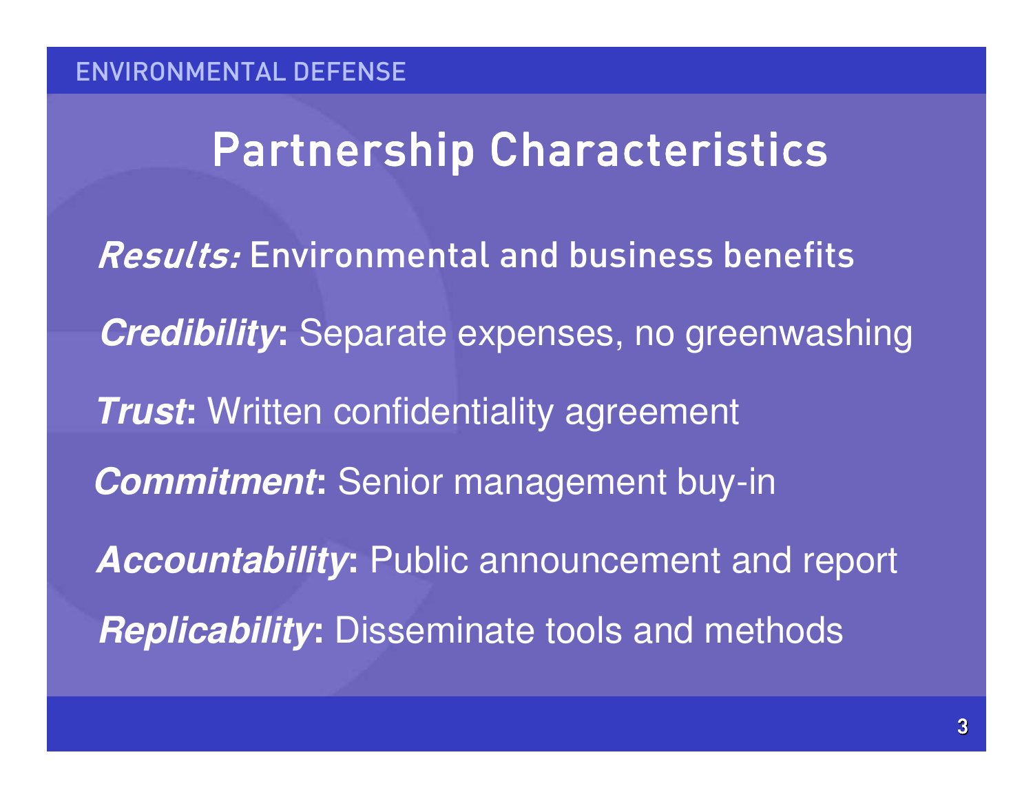## Partnership Characteristics

***Results:*** Environmental and business benefits

***Credibility*:** Separate expenses, no greenwashing

***Trust*:** Written confidentiality agreement

***Commitment*:** Senior management buy-in

***Accountability*:** Public announcement and report

***Replicability*:** Disseminate tools and methods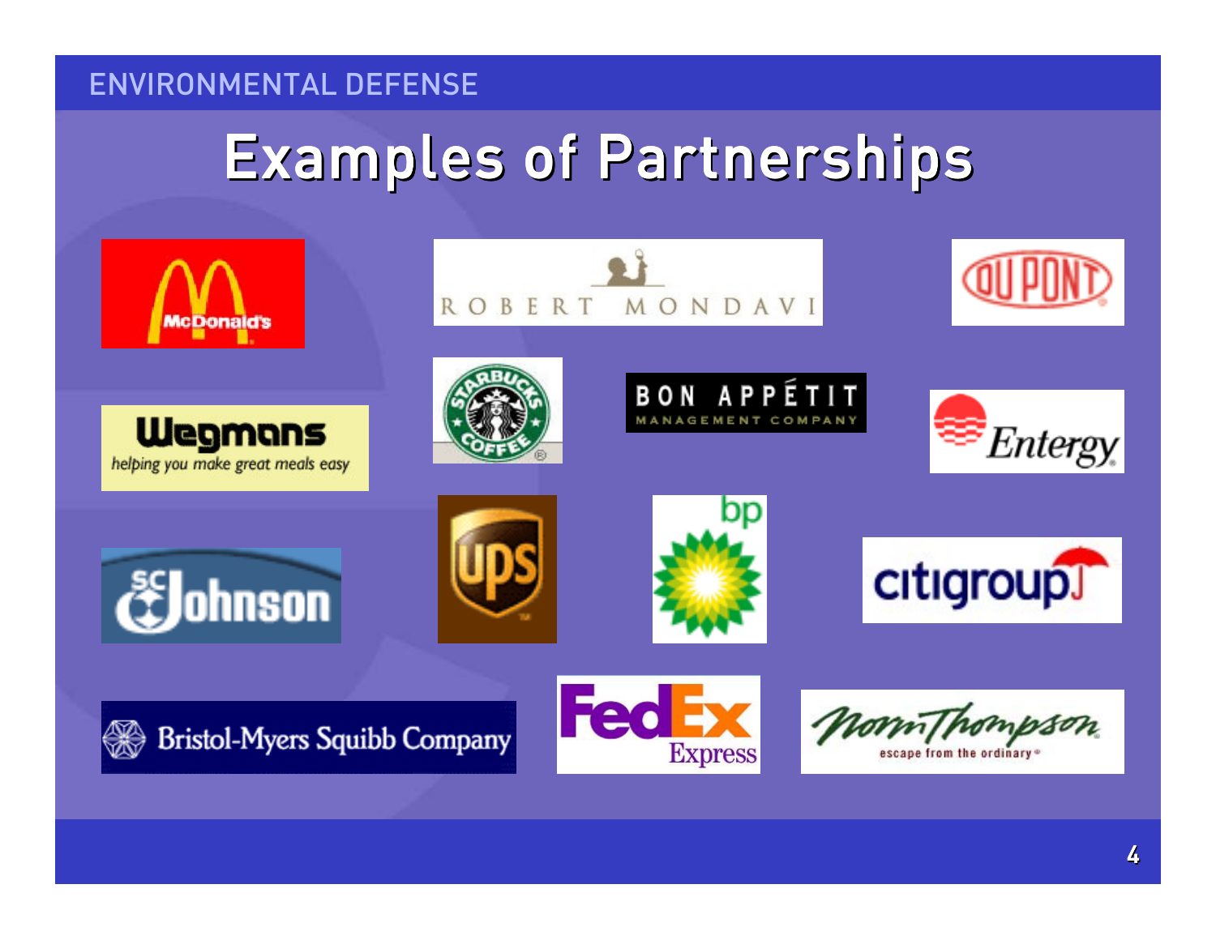# Examples of Partnerships

McDonald's

Robert Mondavi

DuPont

Wegmans — helping you make great meals easy

Starbucks Coffee

Bon Appétit Management Company

Entergy

SC Johnson

UPS

bp

citigroup

Bristol-Myers Squibb Company

FedEx Express

Norm Thompson — escape from the ordinary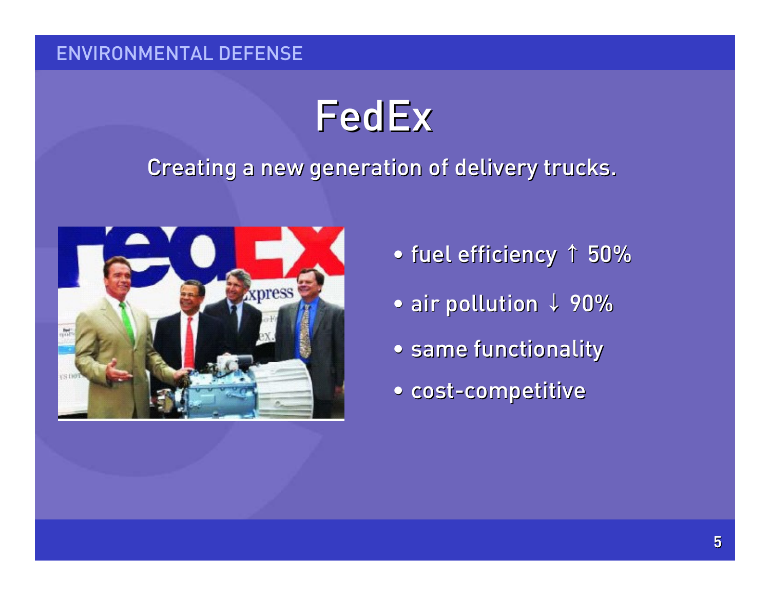# FedEx

Creating a new generation of delivery trucks.

- fuel efficiency ↑ 50%
- air pollution ↓ 90%
- same functionality
- cost-competitive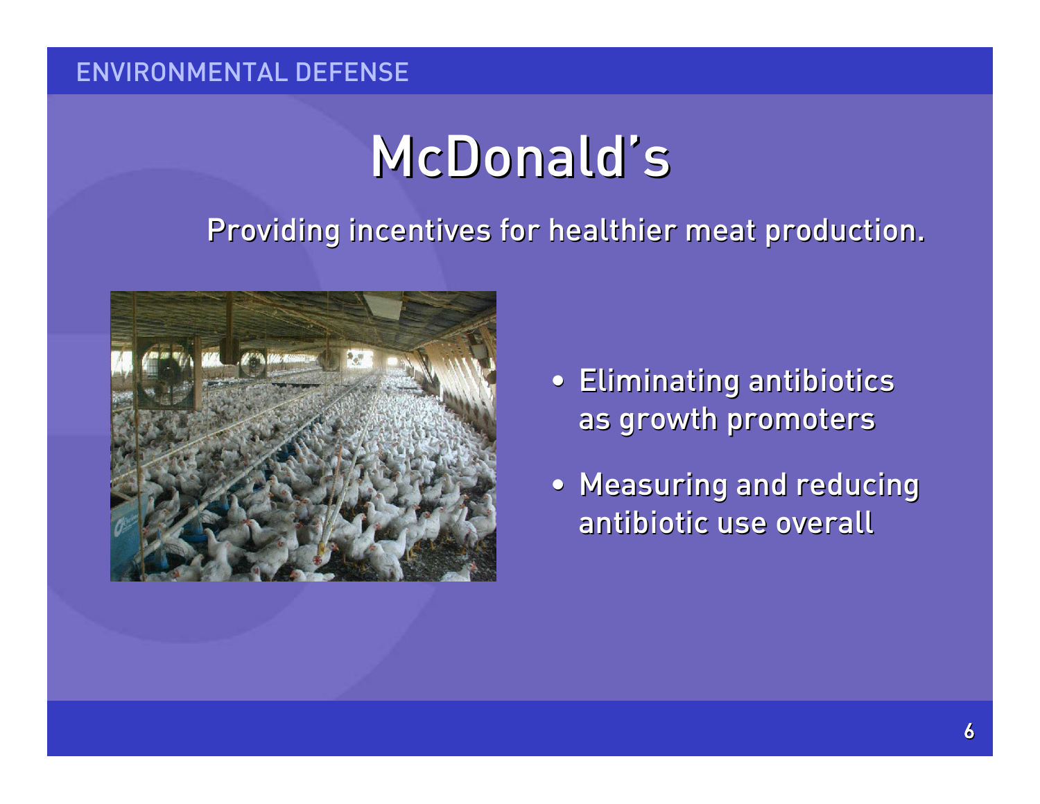# McDonald's

Providing incentives for healthier meat production.

- Eliminating antibiotics as growth promoters
- Measuring and reducing antibiotic use overall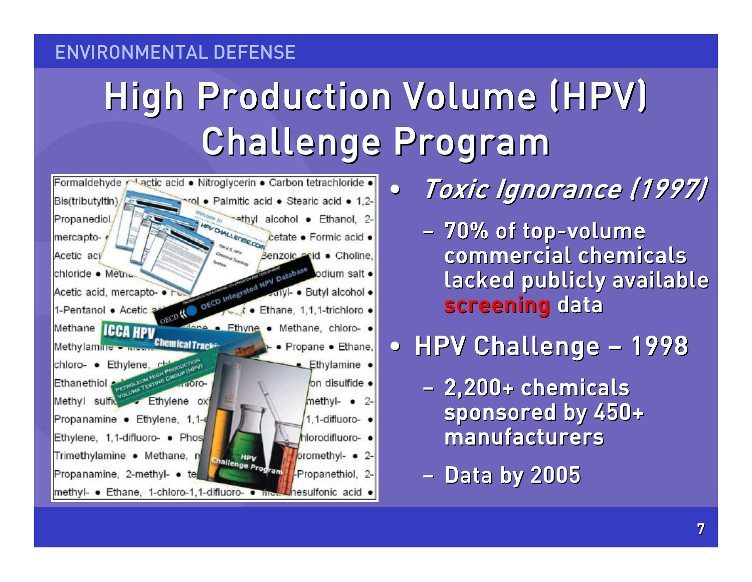# High Production Volume (HPV) Challenge Program

- *Toxic Ignorance (1997)*
  - 70% of top-volume commercial chemicals lacked publicly available **screening** data
- HPV Challenge – 1998
  - 2,200+ chemicals sponsored by 450+ manufacturers
  - Data by 2005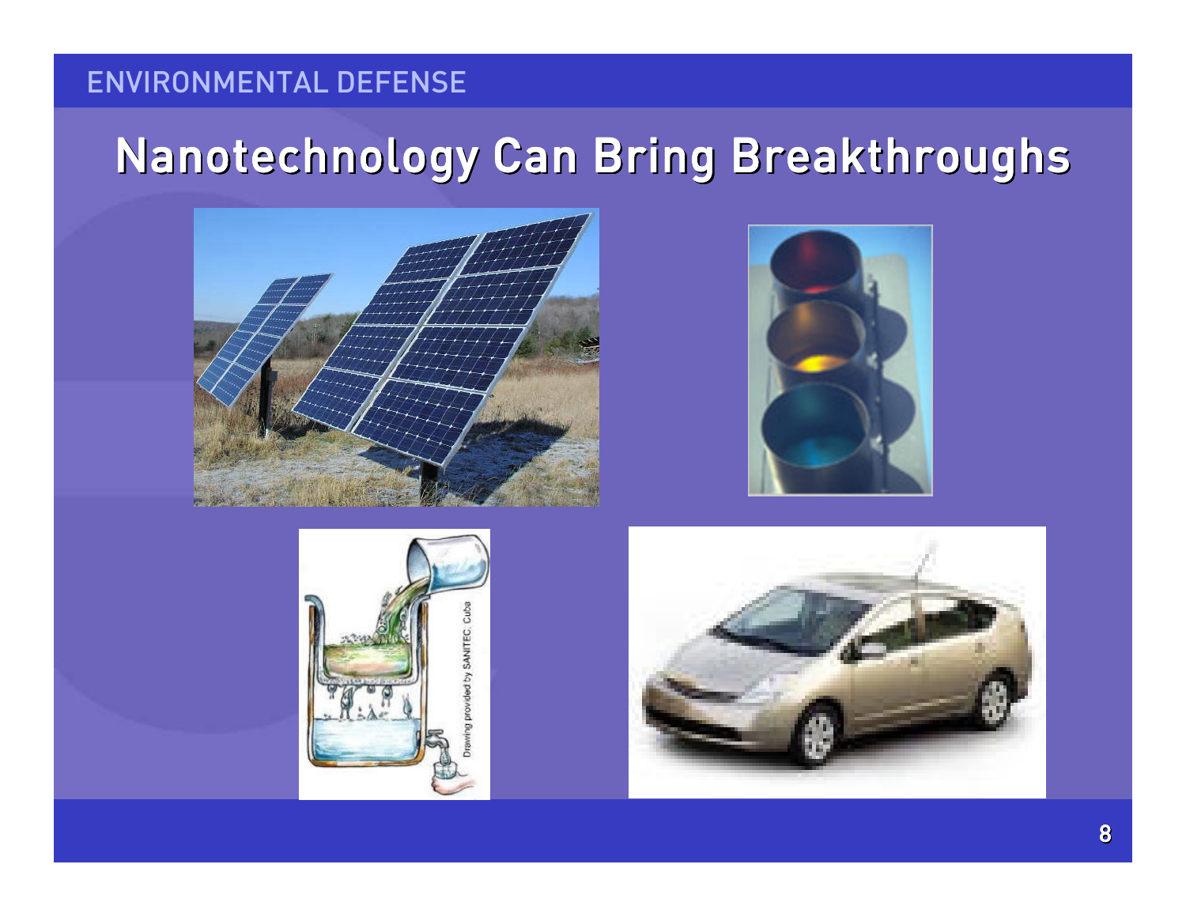# Nanotechnology Can Bring Breakthroughs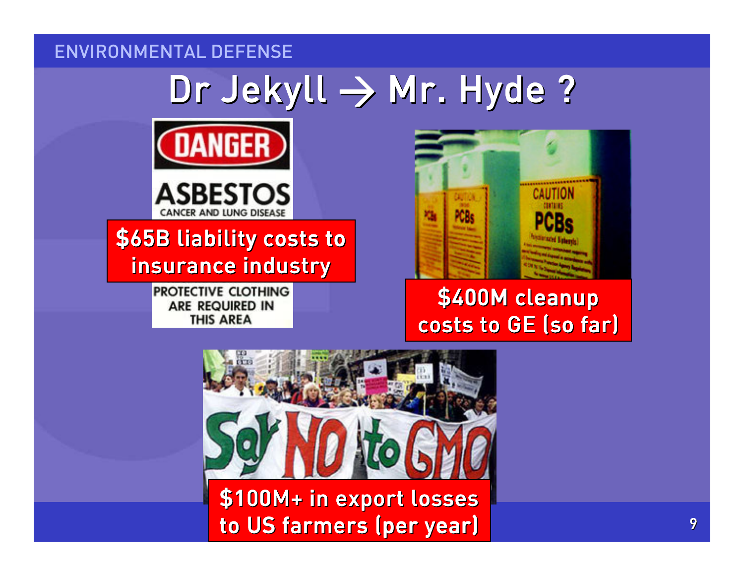# Dr Jekyll → Mr. Hyde ?

$65B liability costs to insurance industry

$400M cleanup costs to GE (so far)

$100M+ in export losses to US farmers (per year)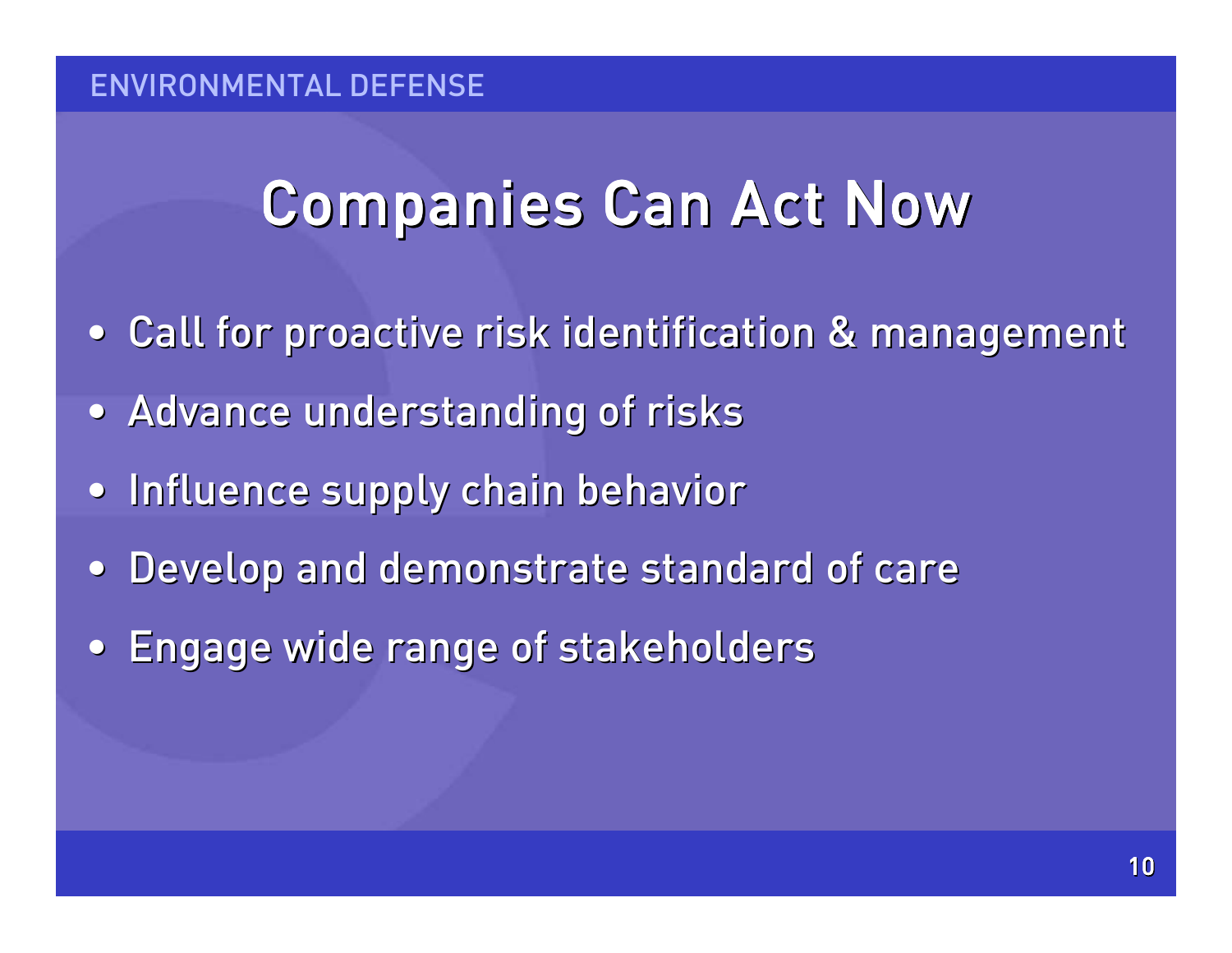# Companies Can Act Now

- Call for proactive risk identification & management
- Advance understanding of risks
- Influence supply chain behavior
- Develop and demonstrate standard of care
- Engage wide range of stakeholders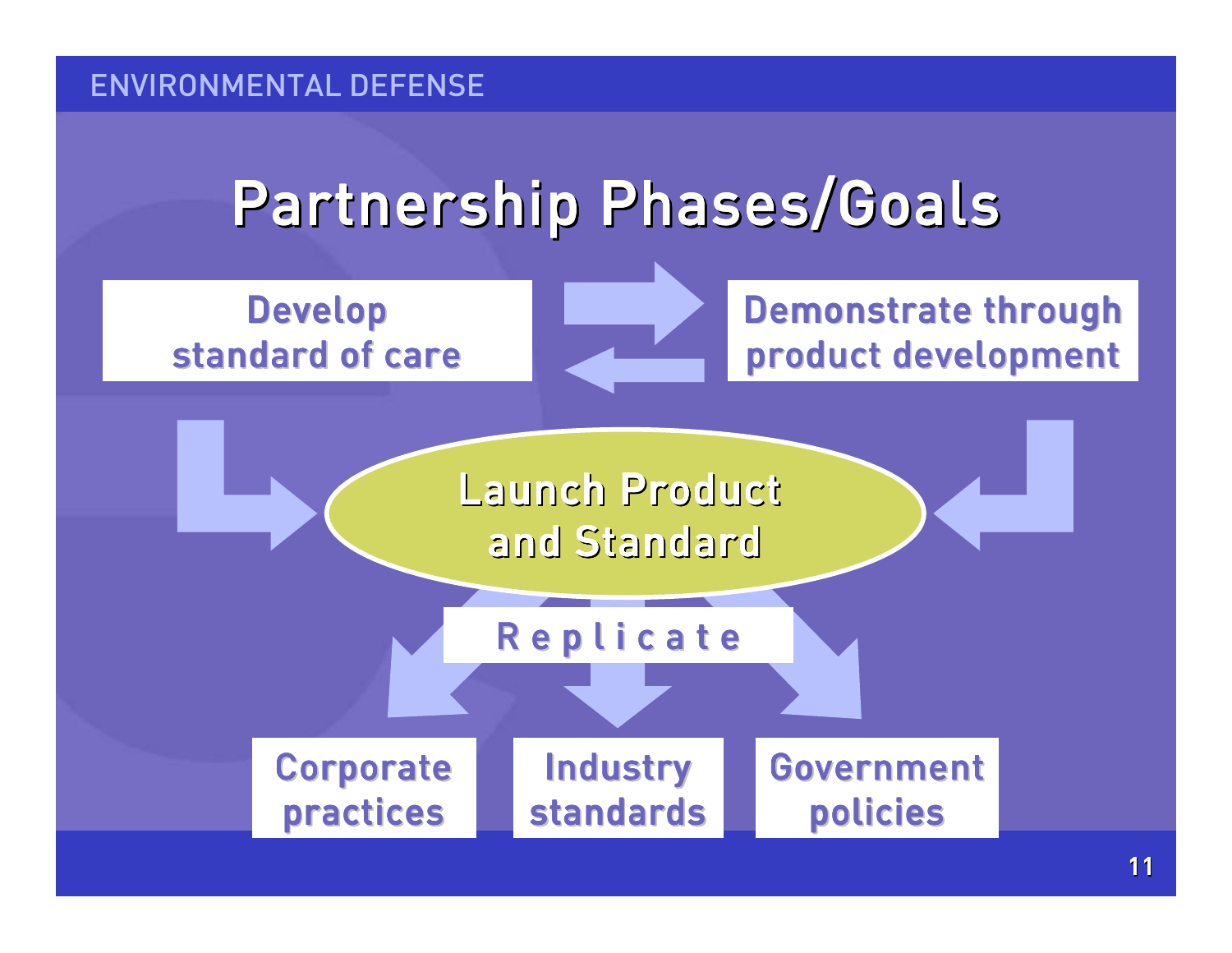# Partnership Phases/Goals

- Develop standard of care
- Demonstrate through product development

**Launch Product and Standard**

**Replicate**

- Corporate practices
- Industry standards
- Government policies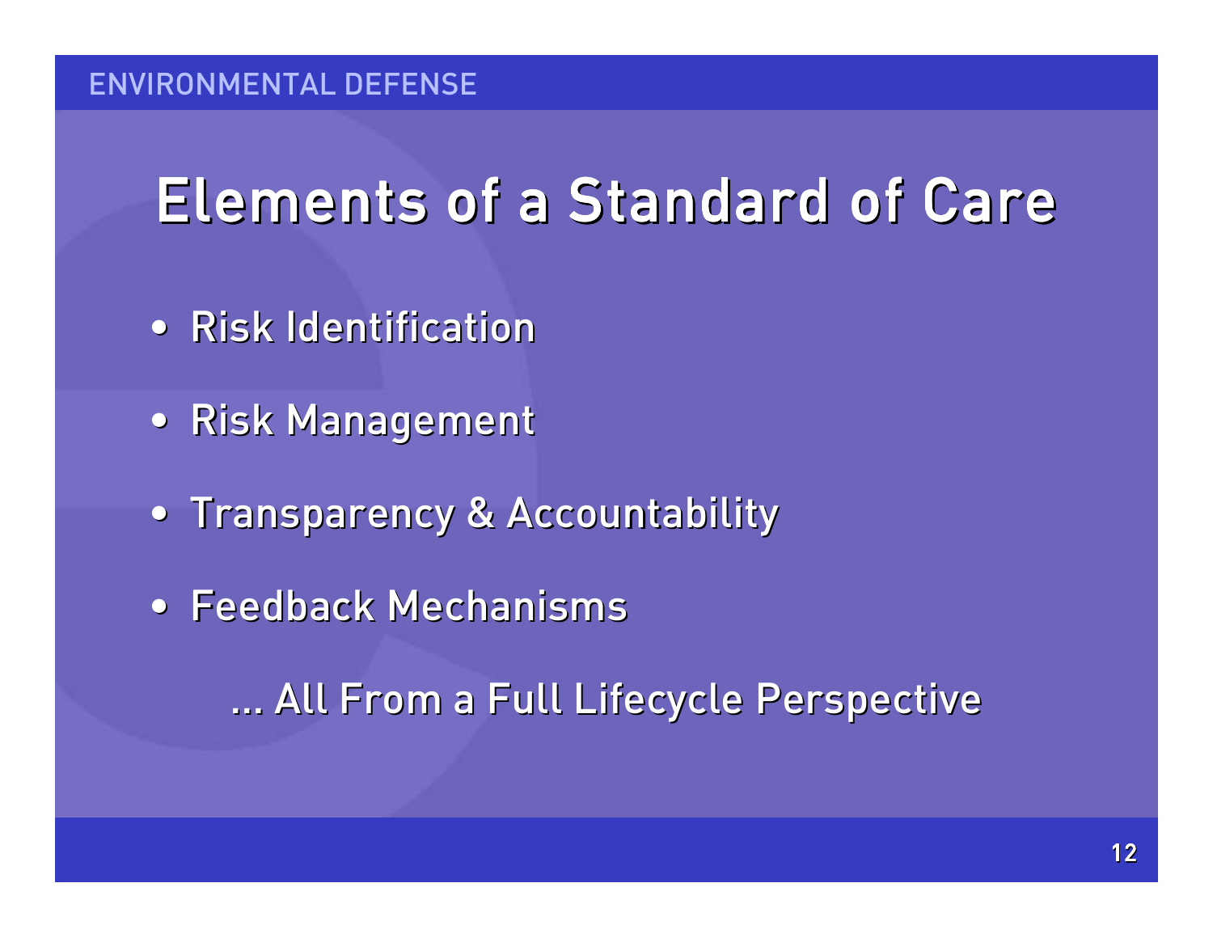# Elements of a Standard of Care

- Risk Identification
- Risk Management
- Transparency & Accountability
- Feedback Mechanisms

… All From a Full Lifecycle Perspective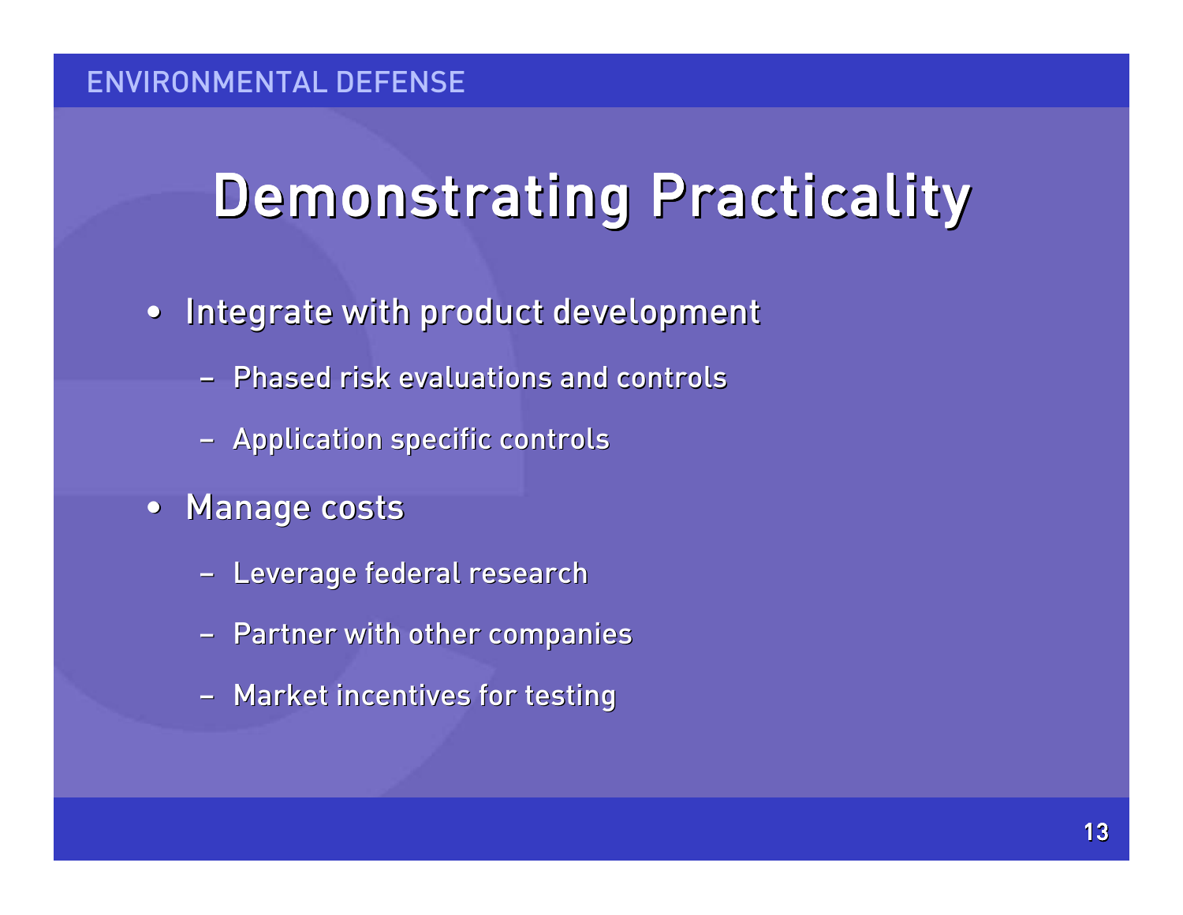# Demonstrating Practicality

- Integrate with product development
  - Phased risk evaluations and controls
  - Application specific controls
- Manage costs
  - Leverage federal research
  - Partner with other companies
  - Market incentives for testing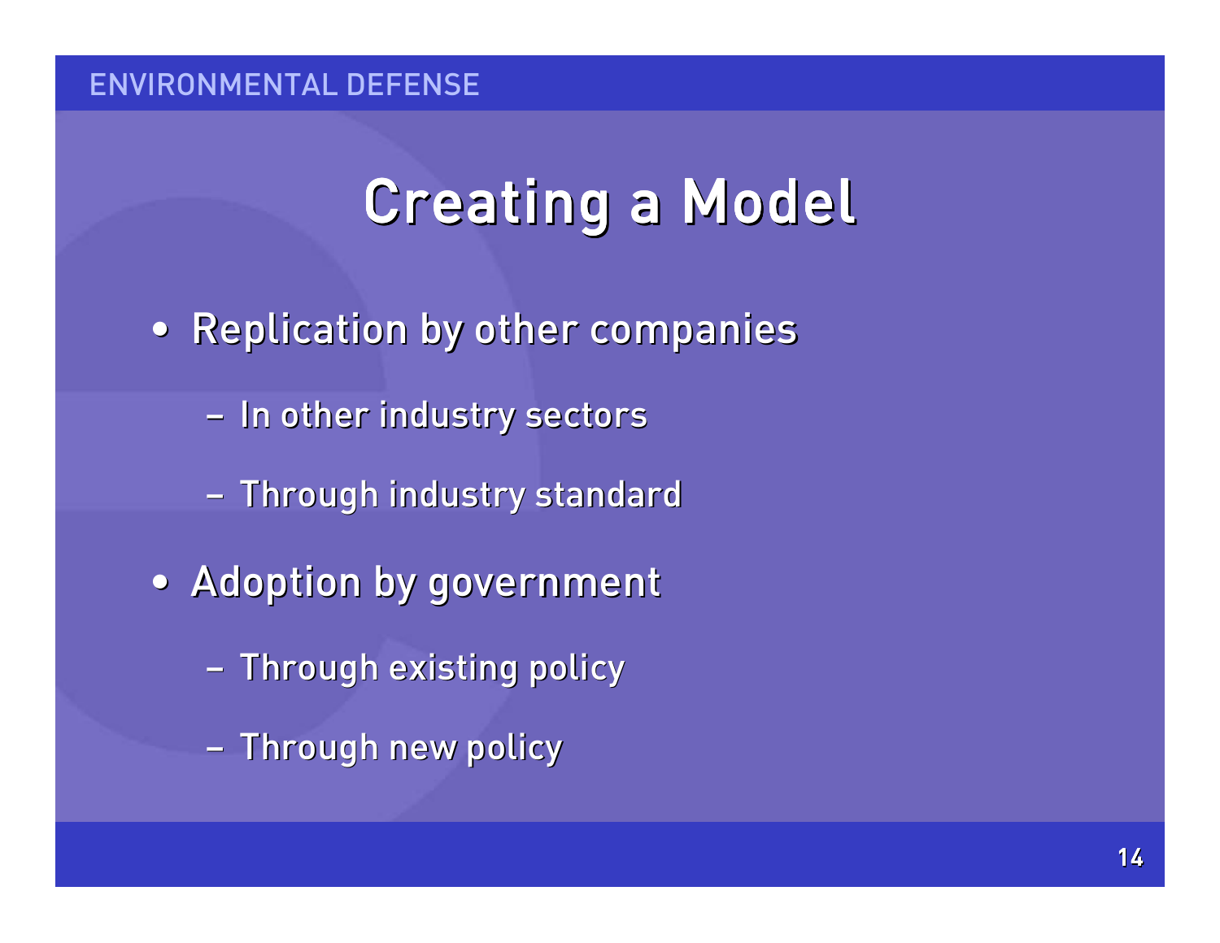# Creating a Model

- Replication by other companies
  - In other industry sectors
  - Through industry standard
- Adoption by government
  - Through existing policy
  - Through new policy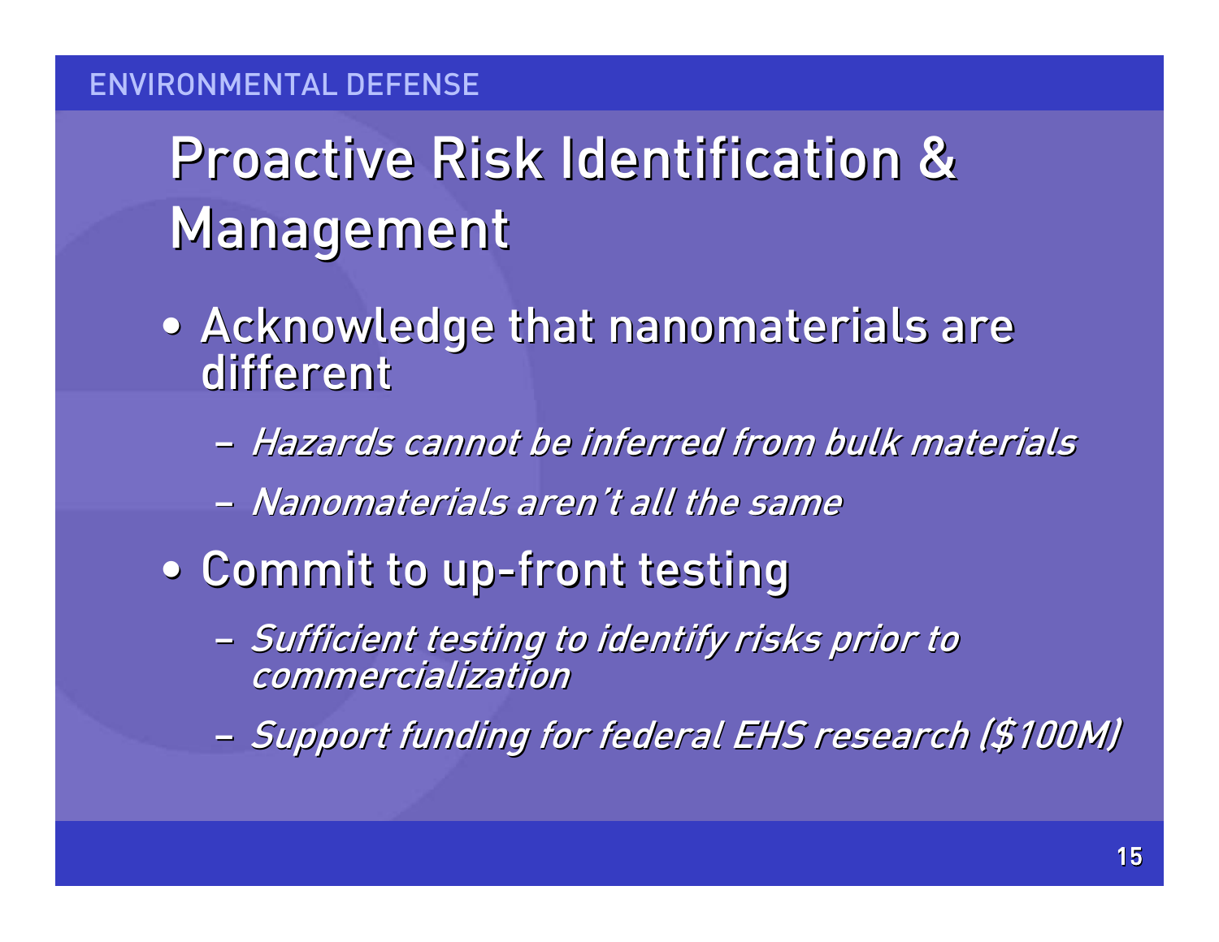# Proactive Risk Identification & Management

- Acknowledge that nanomaterials are different
  - *Hazards cannot be inferred from bulk materials*
  - *Nanomaterials aren't all the same*
- Commit to up-front testing
  - *Sufficient testing to identify risks prior to commercialization*
  - *Support funding for federal EHS research ($100M)*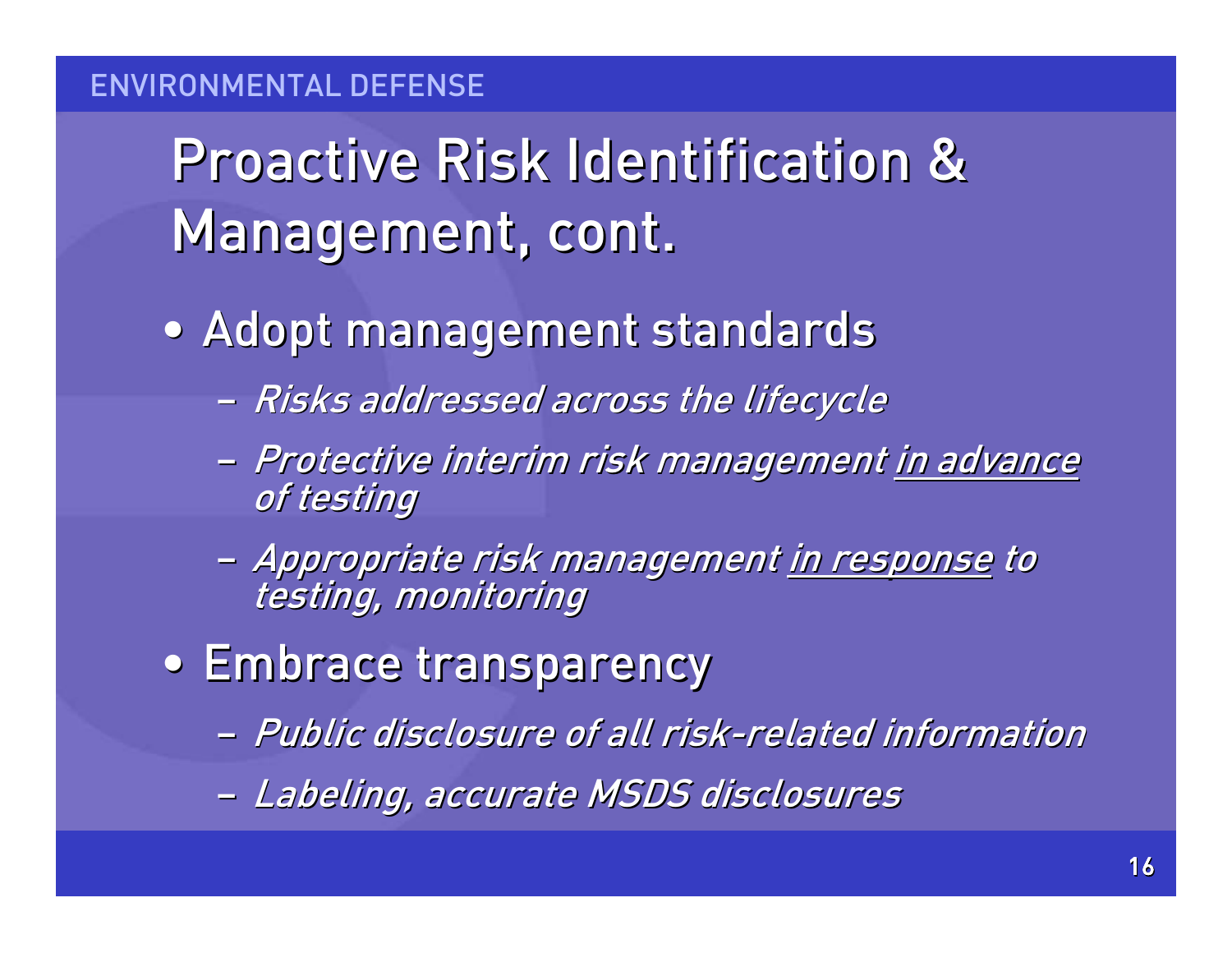# Proactive Risk Identification & Management, cont.

- Adopt management standards
  - *Risks addressed across the lifecycle*
  - *Protective interim risk management <u>in advance</u> of testing*
  - *Appropriate risk management <u>in response</u> to testing, monitoring*
- Embrace transparency
  - *Public disclosure of all risk-related information*
  - *Labeling, accurate MSDS disclosures*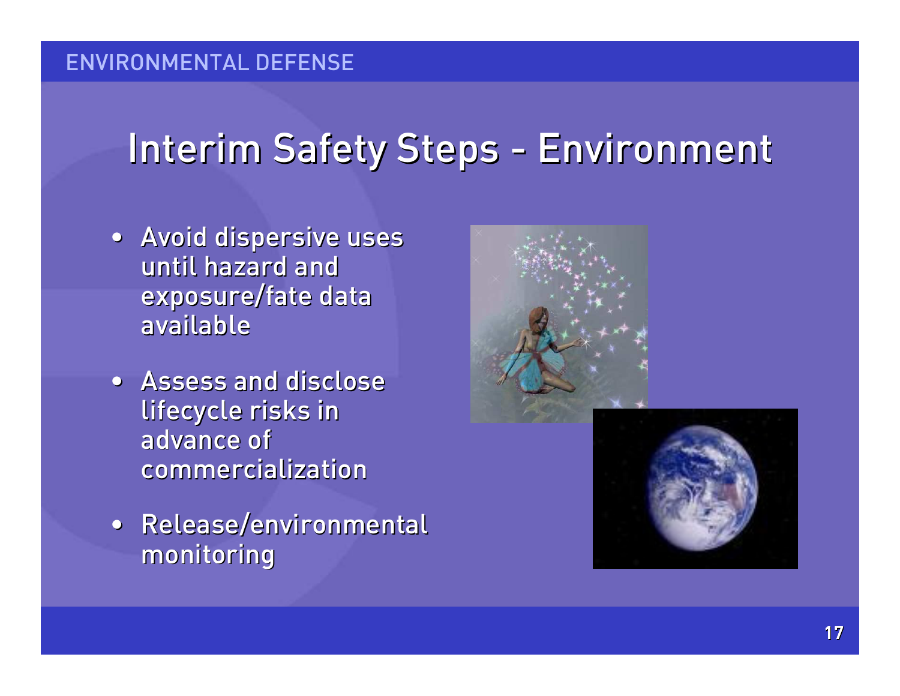# Interim Safety Steps - Environment

- Avoid dispersive uses until hazard and exposure/fate data available
- Assess and disclose lifecycle risks in advance of commercialization
- Release/environmental monitoring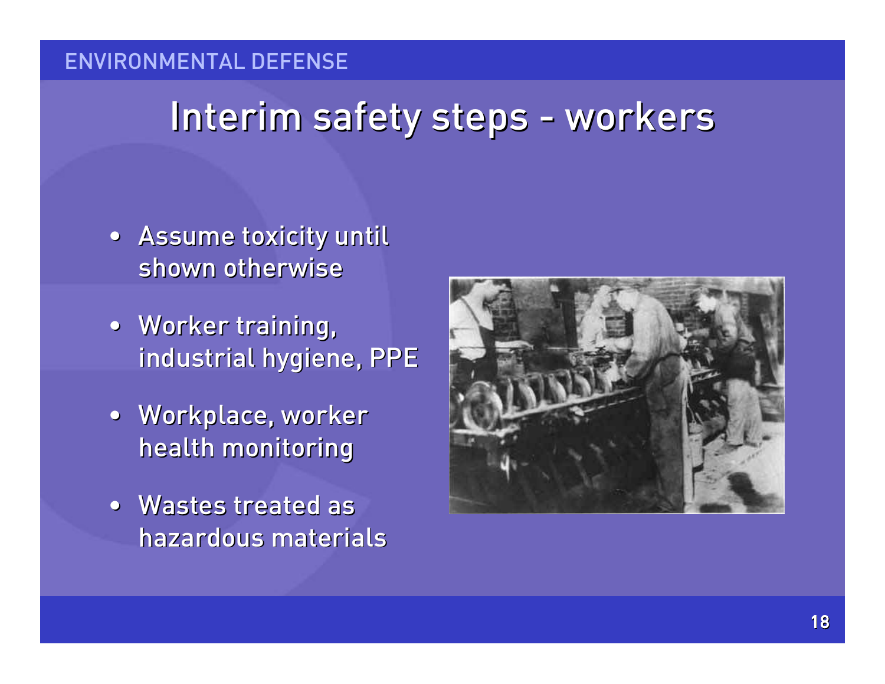# Interim safety steps - workers

- Assume toxicity until shown otherwise
- Worker training, industrial hygiene, PPE
- Workplace, worker health monitoring
- Wastes treated as hazardous materials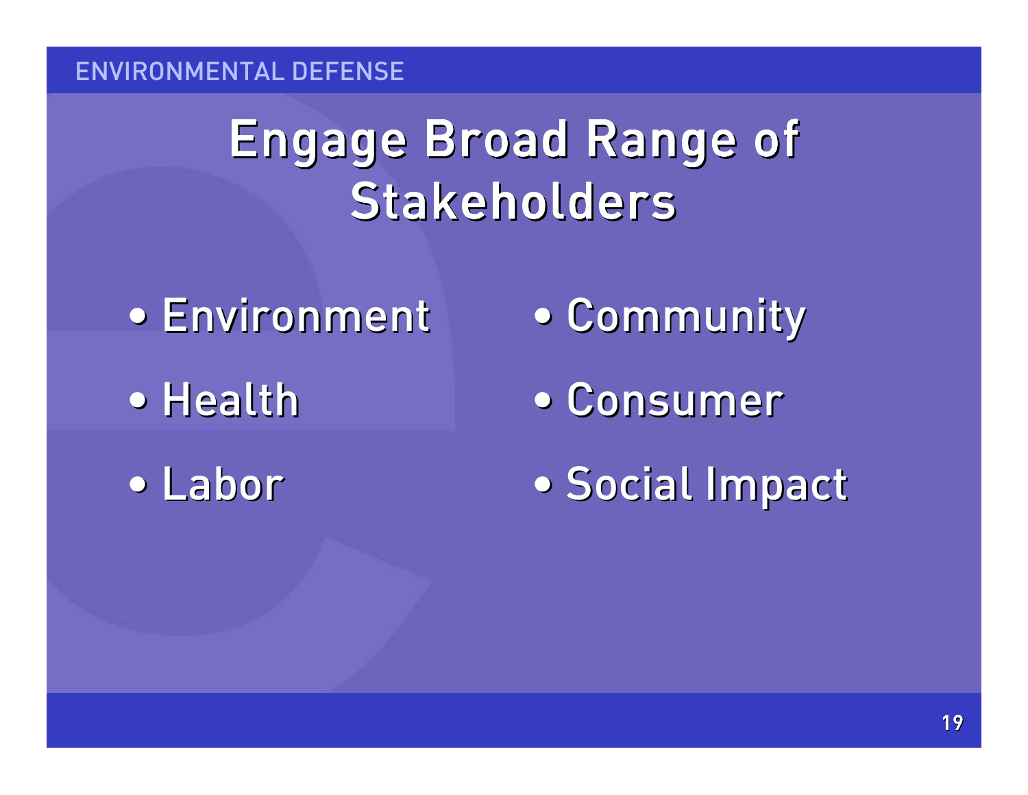# Engage Broad Range of Stakeholders

- Environment
- Health
- Labor
- Community
- Consumer
- Social Impact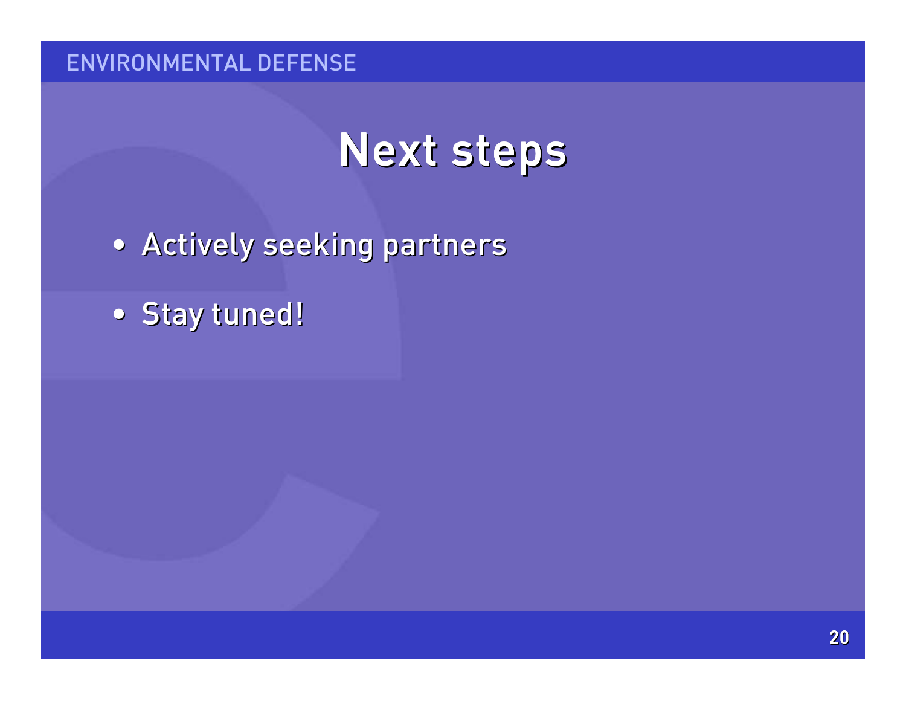# Next steps

- Actively seeking partners
- Stay tuned!